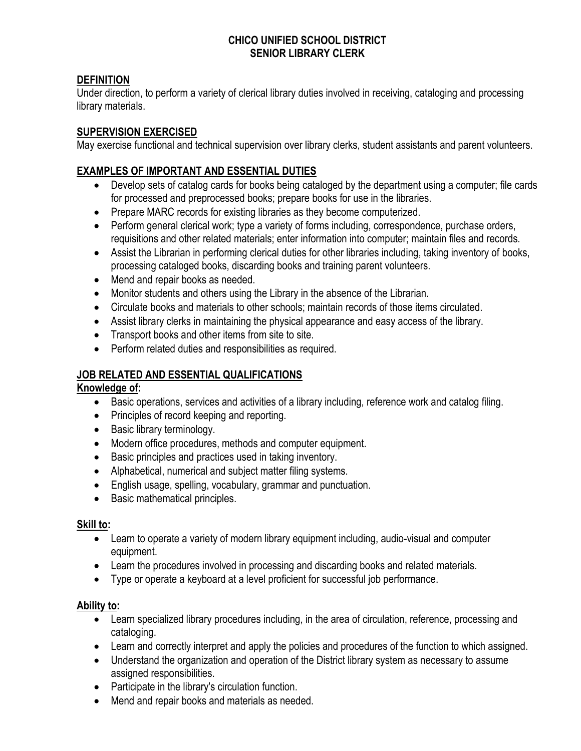# CHICO UNIFIED SCHOOL DISTRICT
# SENIOR LIBRARY CLERK

## DEFINITION

Under direction, to perform a variety of clerical library duties involved in receiving, cataloging and processing library materials.

## SUPERVISION EXERCISED

May exercise functional and technical supervision over library clerks, student assistants and parent volunteers.

## EXAMPLES OF IMPORTANT AND ESSENTIAL DUTIES

- Develop sets of catalog cards for books being cataloged by the department using a computer; file cards for processed and preprocessed books; prepare books for use in the libraries.
- Prepare MARC records for existing libraries as they become computerized.
- Perform general clerical work; type a variety of forms including, correspondence, purchase orders, requisitions and other related materials; enter information into computer; maintain files and records.
- Assist the Librarian in performing clerical duties for other libraries including, taking inventory of books, processing cataloged books, discarding books and training parent volunteers.
- Mend and repair books as needed.
- Monitor students and others using the Library in the absence of the Librarian.
- Circulate books and materials to other schools; maintain records of those items circulated.
- Assist library clerks in maintaining the physical appearance and easy access of the library.
- Transport books and other items from site to site.
- Perform related duties and responsibilities as required.

## JOB RELATED AND ESSENTIAL QUALIFICATIONS

### Knowledge of:

- Basic operations, services and activities of a library including, reference work and catalog filing.
- Principles of record keeping and reporting.
- Basic library terminology.
- Modern office procedures, methods and computer equipment.
- Basic principles and practices used in taking inventory.
- Alphabetical, numerical and subject matter filing systems.
- English usage, spelling, vocabulary, grammar and punctuation.
- Basic mathematical principles.

### Skill to:

- Learn to operate a variety of modern library equipment including, audio-visual and computer equipment.
- Learn the procedures involved in processing and discarding books and related materials.
- Type or operate a keyboard at a level proficient for successful job performance.

### Ability to:

- Learn specialized library procedures including, in the area of circulation, reference, processing and cataloging.
- Learn and correctly interpret and apply the policies and procedures of the function to which assigned.
- Understand the organization and operation of the District library system as necessary to assume assigned responsibilities.
- Participate in the library's circulation function.
- Mend and repair books and materials as needed.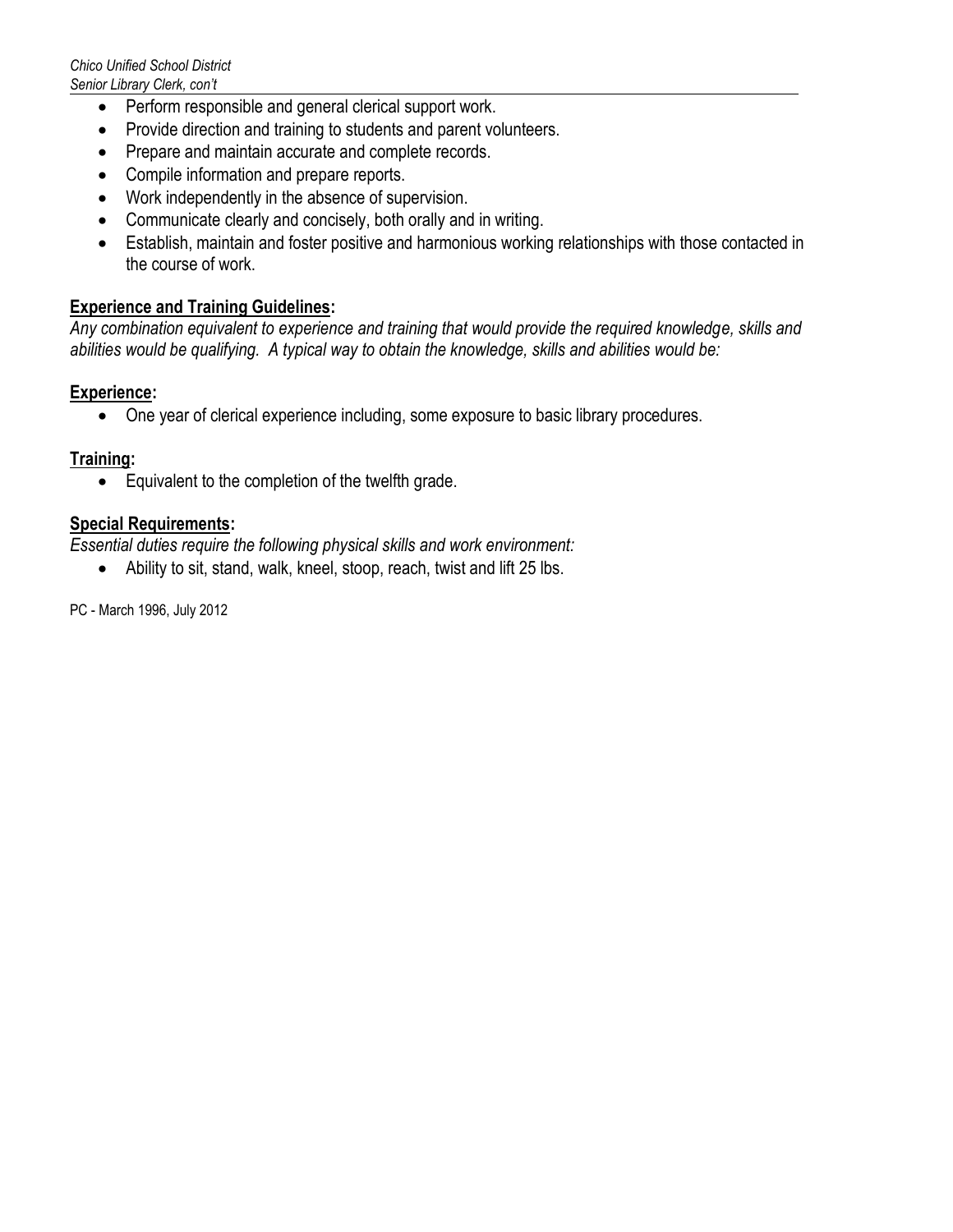- Perform responsible and general clerical support work.
- Provide direction and training to students and parent volunteers.
- Prepare and maintain accurate and complete records.
- Compile information and prepare reports.
- Work independently in the absence of supervision.
- Communicate clearly and concisely, both orally and in writing.
- Establish, maintain and foster positive and harmonious working relationships with those contacted in the course of work.

**Experience and Training Guidelines:**

*Any combination equivalent to experience and training that would provide the required knowledge, skills and abilities would be qualifying. A typical way to obtain the knowledge, skills and abilities would be:*

**Experience:**

- One year of clerical experience including, some exposure to basic library procedures.

**Training:**

- Equivalent to the completion of the twelfth grade.

**Special Requirements:**

*Essential duties require the following physical skills and work environment:*

- Ability to sit, stand, walk, kneel, stoop, reach, twist and lift 25 lbs.

PC - March 1996, July 2012